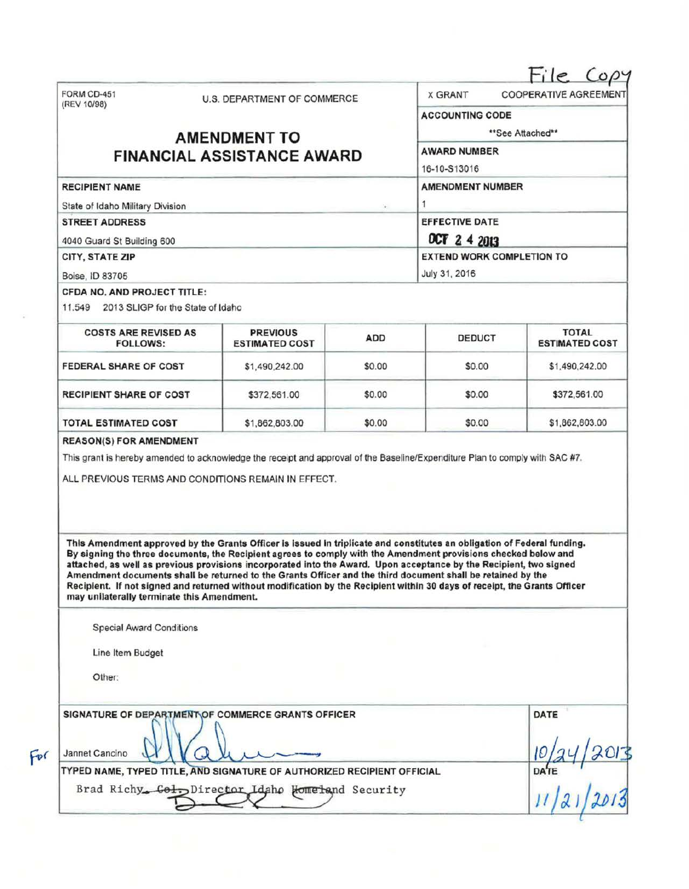File Copy

FORM CD-451
(REV 10/98)

U.S. DEPARTMENT OF COMMERCE

# AMENDMENT TO FINANCIAL ASSISTANCE AWARD

X GRANT    COOPERATIVE AGREEMENT

**ACCOUNTING CODE**
**See Attached**

**AWARD NUMBER**
16-10-S13016

**RECIPIENT NAME**
State of Idaho Military Division

**AMENDMENT NUMBER**
1

**STREET ADDRESS**
4040 Guard St Building 600

**EFFECTIVE DATE**
OCT 2 4 2013

**CITY, STATE ZIP**
Boise, ID 83705

**EXTEND WORK COMPLETION TO**
July 31, 2016

**CFDA NO. AND PROJECT TITLE:**
11.549 2013 SLIGP for the State of Idaho

| COSTS ARE REVISED AS FOLLOWS: | PREVIOUS ESTIMATED COST | ADD | DEDUCT | TOTAL ESTIMATED COST |
|---|---|---|---|---|
| FEDERAL SHARE OF COST | $1,490,242.00 | $0.00 | $0.00 | $1,490,242.00 |
| RECIPIENT SHARE OF COST | $372,561.00 | $0.00 | $0.00 | $372,561.00 |
| TOTAL ESTIMATED COST | $1,862,803.00 | $0.00 | $0.00 | $1,862,803.00 |

**REASON(S) FOR AMENDMENT**

This grant is hereby amended to acknowledge the receipt and approval of the Baseline/Expenditure Plan to comply with SAC #7.

ALL PREVIOUS TERMS AND CONDITIONS REMAIN IN EFFECT.

**This Amendment approved by the Grants Officer is issued in triplicate and constitutes an obligation of Federal funding. By signing the three documents, the Recipient agrees to comply with the Amendment provisions checked below and attached, as well as previous provisions incorporated into the Award. Upon acceptance by the Recipient, two signed Amendment documents shall be returned to the Grants Officer and the third document shall be retained by the Recipient. If not signed and returned without modification by the Recipient within 30 days of receipt, the Grants Officer may unilaterally terminate this Amendment.**

Special Award Conditions

Line Item Budget

Other:

**SIGNATURE OF DEPARTMENT OF COMMERCE GRANTS OFFICER**

For Jannet Cancino

**DATE**
10/24/2013

**TYPED NAME, TYPED TITLE, AND SIGNATURE OF AUTHORIZED RECIPIENT OFFICIAL**

Brad Richy, ~~Col.~~ Director Idaho Homeland Security

**DATE**
11/21/2013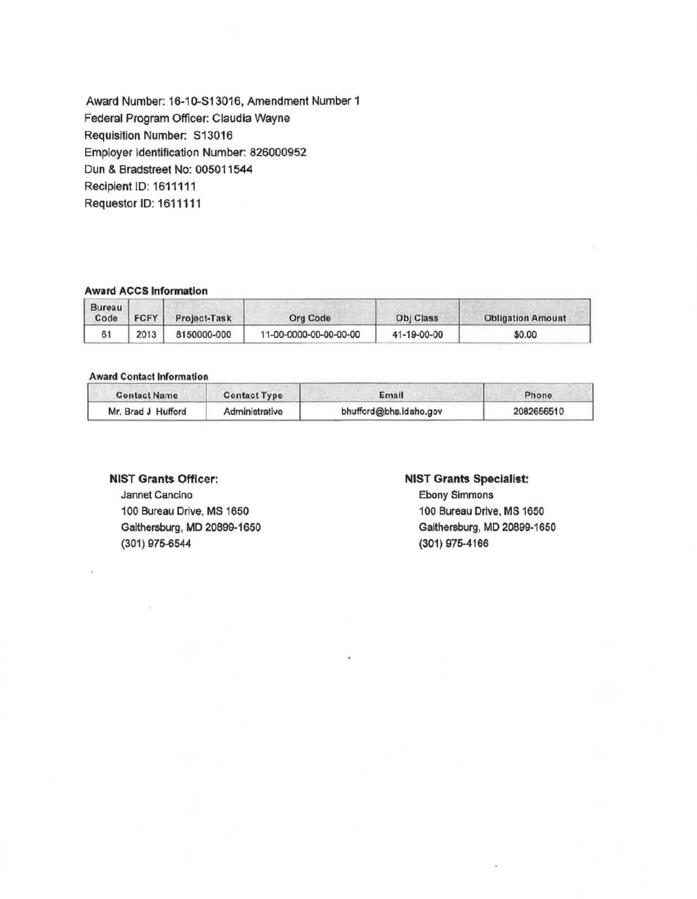Award Number: 16-10-S13016, Amendment Number 1
Federal Program Officer: Claudia Wayne
Requisition Number: S13016
Employer Identification Number: 826000952
Dun & Bradstreet No: 005011544
Recipient ID: 1611111
Requestor ID: 1611111

**Award ACCS Information**

| Bureau Code | FCFY | Project-Task | Org Code | Obj Class | Obligation Amount |
|---|---|---|---|---|---|
| 61 | 2013 | 8150000-000 | 11-00-0000-00-00-00-00 | 41-19-00-00 | $0.00 |

**Award Contact Information**

| Contact Name | Contact Type | Email | Phone |
|---|---|---|---|
| Mr. Brad J Hufford | Administrative | bhufford@bhs.idaho.gov | 2082656510 |

**NIST Grants Officer:**
Jannet Cancino
100 Bureau Drive, MS 1650
Gaithersburg, MD 20899-1650
(301) 975-6544

**NIST Grants Specialist:**
Ebony Simmons
100 Bureau Drive, MS 1650
Gaithersburg, MD 20899-1650
(301) 975-4166